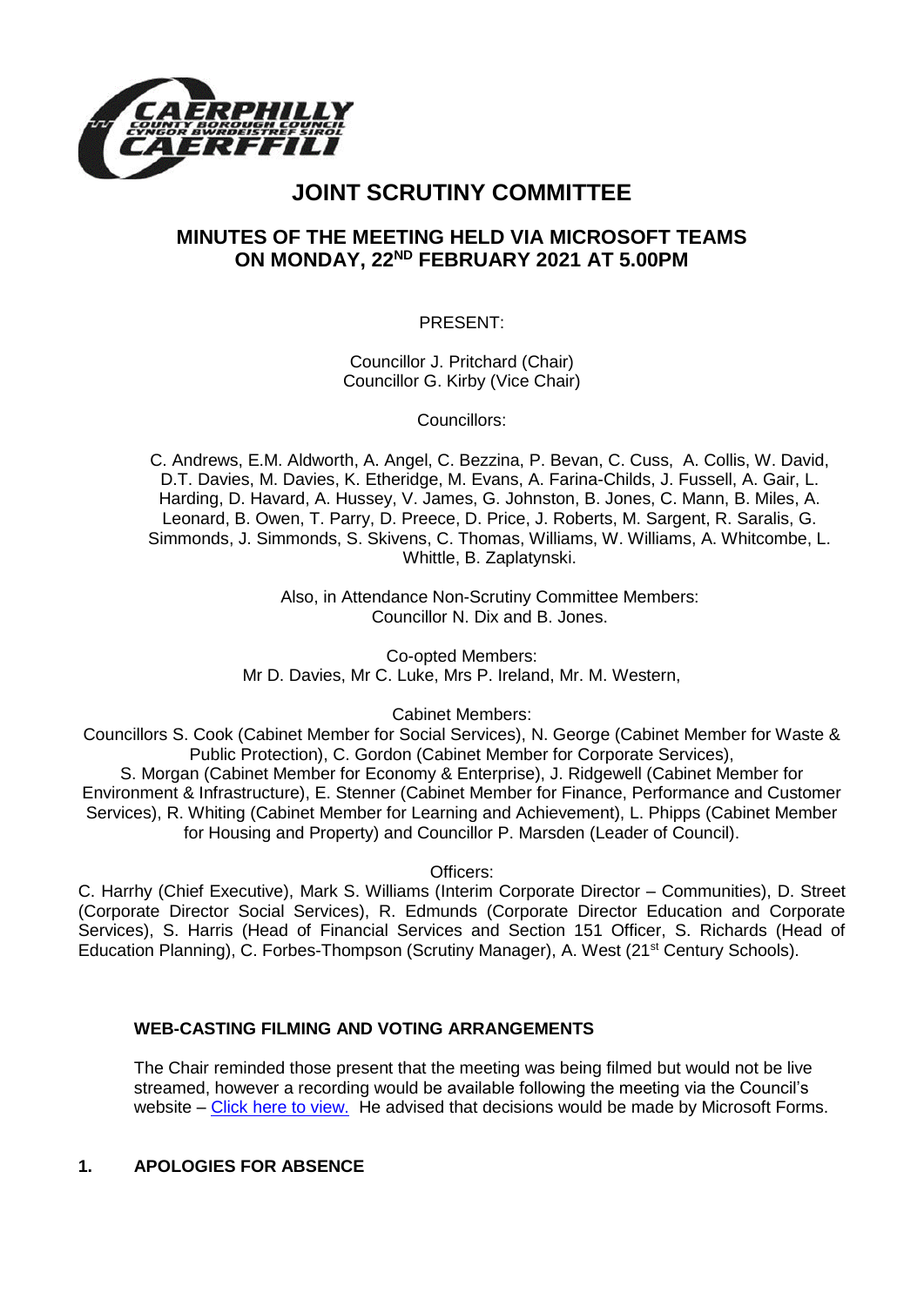# JOINT SCRUTINY COMMITTEE

## MINUTES OF THE MEETING HELD VIA MICROSOFT TEAMS ON MONDAY, 22ND FEBRUARY 2021 AT 5.00PM

PRESENT:

Councillor J. Pritchard (Chair)
Councillor G. Kirby (Vice Chair)

Councillors:

C. Andrews, E.M. Aldworth, A. Angel, C. Bezzina, P. Bevan, C. Cuss, A. Collis, W. David, D.T. Davies, M. Davies, K. Etheridge, M. Evans, A. Farina-Childs, J. Fussell, A. Gair, L. Harding, D. Havard, A. Hussey, V. James, G. Johnston, B. Jones, C. Mann, B. Miles, A. Leonard, B. Owen, T. Parry, D. Preece, D. Price, J. Roberts, M. Sargent, R. Saralis, G. Simmonds, J. Simmonds, S. Skivens, C. Thomas, Williams, W. Williams, A. Whitcombe, L. Whittle, B. Zaplatynski.

Also, in Attendance Non-Scrutiny Committee Members:
Councillor N. Dix and B. Jones.

Co-opted Members:
Mr D. Davies, Mr C. Luke, Mrs P. Ireland, Mr. M. Western,

Cabinet Members:
Councillors S. Cook (Cabinet Member for Social Services), N. George (Cabinet Member for Waste & Public Protection), C. Gordon (Cabinet Member for Corporate Services), S. Morgan (Cabinet Member for Economy & Enterprise), J. Ridgewell (Cabinet Member for Environment & Infrastructure), E. Stenner (Cabinet Member for Finance, Performance and Customer Services), R. Whiting (Cabinet Member for Learning and Achievement), L. Phipps (Cabinet Member for Housing and Property) and Councillor P. Marsden (Leader of Council).

Officers:
C. Harrhy (Chief Executive), Mark S. Williams (Interim Corporate Director – Communities), D. Street (Corporate Director Social Services), R. Edmunds (Corporate Director Education and Corporate Services), S. Harris (Head of Financial Services and Section 151 Officer, S. Richards (Head of Education Planning), C. Forbes-Thompson (Scrutiny Manager), A. West (21st Century Schools).

### WEB-CASTING FILMING AND VOTING ARRANGEMENTS

The Chair reminded those present that the meeting was being filmed but would not be live streamed, however a recording would be available following the meeting via the Council's website – Click here to view. He advised that decisions would be made by Microsoft Forms.

### 1. APOLOGIES FOR ABSENCE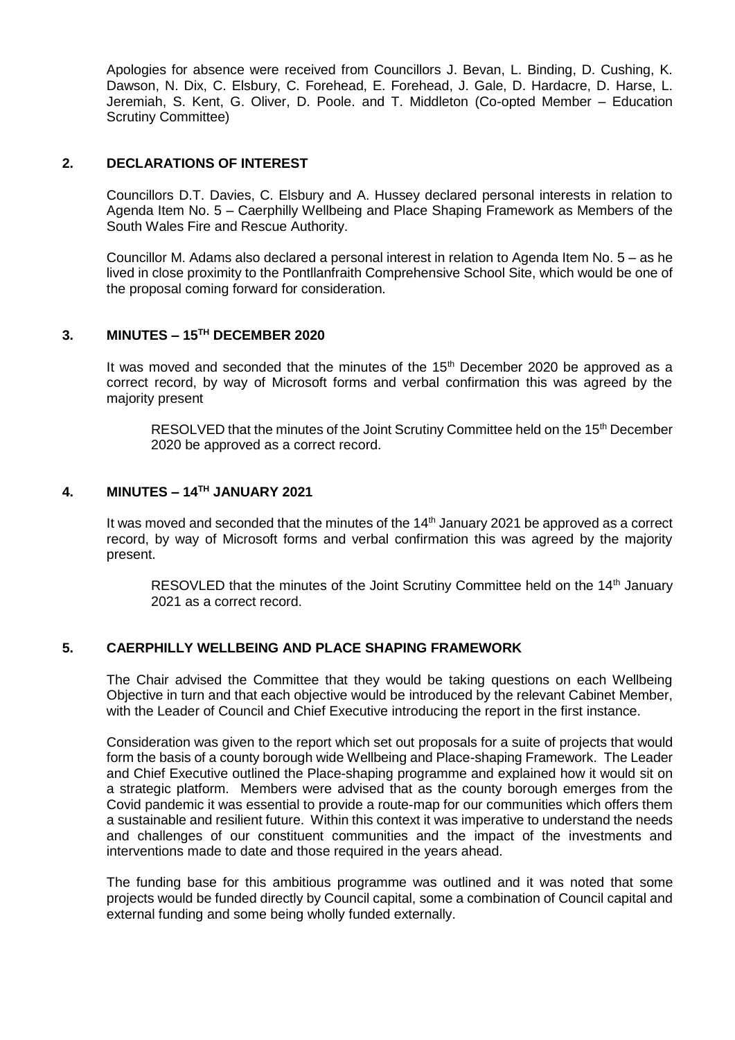Apologies for absence were received from Councillors J. Bevan, L. Binding, D. Cushing, K. Dawson, N. Dix, C. Elsbury, C. Forehead, E. Forehead, J. Gale, D. Hardacre, D. Harse, L. Jeremiah, S. Kent, G. Oliver, D. Poole. and T. Middleton (Co-opted Member – Education Scrutiny Committee)

## 2. DECLARATIONS OF INTEREST

Councillors D.T. Davies, C. Elsbury and A. Hussey declared personal interests in relation to Agenda Item No. 5 – Caerphilly Wellbeing and Place Shaping Framework as Members of the South Wales Fire and Rescue Authority.

Councillor M. Adams also declared a personal interest in relation to Agenda Item No. 5 – as he lived in close proximity to the Pontllanfraith Comprehensive School Site, which would be one of the proposal coming forward for consideration.

## 3. MINUTES – 15TH DECEMBER 2020

It was moved and seconded that the minutes of the 15th December 2020 be approved as a correct record, by way of Microsoft forms and verbal confirmation this was agreed by the majority present

> RESOLVED that the minutes of the Joint Scrutiny Committee held on the 15th December 2020 be approved as a correct record.

## 4. MINUTES – 14TH JANUARY 2021

It was moved and seconded that the minutes of the 14th January 2021 be approved as a correct record, by way of Microsoft forms and verbal confirmation this was agreed by the majority present.

> RESOVLED that the minutes of the Joint Scrutiny Committee held on the 14th January 2021 as a correct record.

## 5. CAERPHILLY WELLBEING AND PLACE SHAPING FRAMEWORK

The Chair advised the Committee that they would be taking questions on each Wellbeing Objective in turn and that each objective would be introduced by the relevant Cabinet Member, with the Leader of Council and Chief Executive introducing the report in the first instance.

Consideration was given to the report which set out proposals for a suite of projects that would form the basis of a county borough wide Wellbeing and Place-shaping Framework. The Leader and Chief Executive outlined the Place-shaping programme and explained how it would sit on a strategic platform. Members were advised that as the county borough emerges from the Covid pandemic it was essential to provide a route-map for our communities which offers them a sustainable and resilient future. Within this context it was imperative to understand the needs and challenges of our constituent communities and the impact of the investments and interventions made to date and those required in the years ahead.

The funding base for this ambitious programme was outlined and it was noted that some projects would be funded directly by Council capital, some a combination of Council capital and external funding and some being wholly funded externally.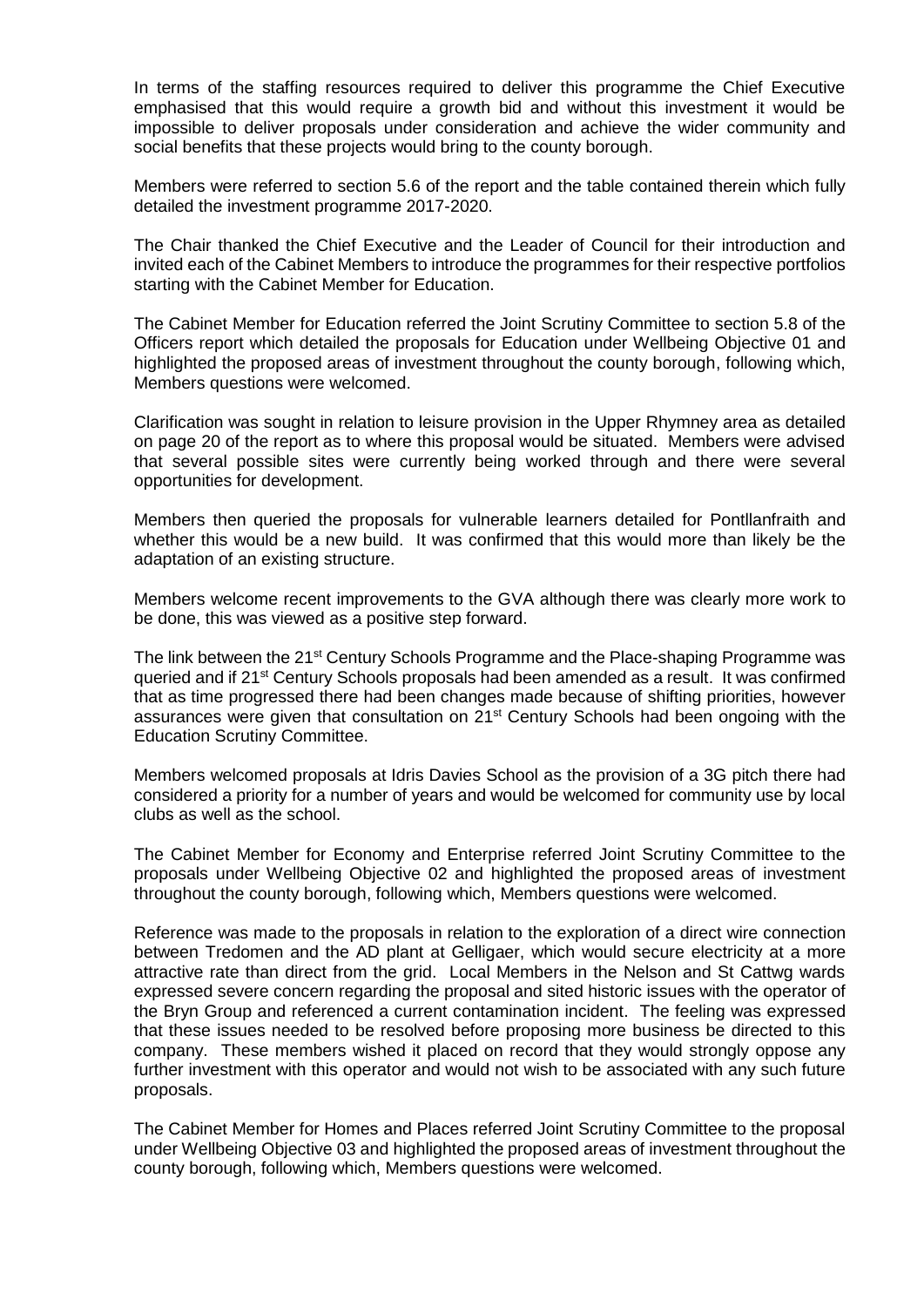In terms of the staffing resources required to deliver this programme the Chief Executive emphasised that this would require a growth bid and without this investment it would be impossible to deliver proposals under consideration and achieve the wider community and social benefits that these projects would bring to the county borough.

Members were referred to section 5.6 of the report and the table contained therein which fully detailed the investment programme 2017-2020.

The Chair thanked the Chief Executive and the Leader of Council for their introduction and invited each of the Cabinet Members to introduce the programmes for their respective portfolios starting with the Cabinet Member for Education.

The Cabinet Member for Education referred the Joint Scrutiny Committee to section 5.8 of the Officers report which detailed the proposals for Education under Wellbeing Objective 01 and highlighted the proposed areas of investment throughout the county borough, following which, Members questions were welcomed.

Clarification was sought in relation to leisure provision in the Upper Rhymney area as detailed on page 20 of the report as to where this proposal would be situated. Members were advised that several possible sites were currently being worked through and there were several opportunities for development.

Members then queried the proposals for vulnerable learners detailed for Pontllanfraith and whether this would be a new build. It was confirmed that this would more than likely be the adaptation of an existing structure.

Members welcome recent improvements to the GVA although there was clearly more work to be done, this was viewed as a positive step forward.

The link between the 21st Century Schools Programme and the Place-shaping Programme was queried and if 21st Century Schools proposals had been amended as a result. It was confirmed that as time progressed there had been changes made because of shifting priorities, however assurances were given that consultation on 21st Century Schools had been ongoing with the Education Scrutiny Committee.

Members welcomed proposals at Idris Davies School as the provision of a 3G pitch there had considered a priority for a number of years and would be welcomed for community use by local clubs as well as the school.

The Cabinet Member for Economy and Enterprise referred Joint Scrutiny Committee to the proposals under Wellbeing Objective 02 and highlighted the proposed areas of investment throughout the county borough, following which, Members questions were welcomed.

Reference was made to the proposals in relation to the exploration of a direct wire connection between Tredomen and the AD plant at Gelligaer, which would secure electricity at a more attractive rate than direct from the grid. Local Members in the Nelson and St Cattwg wards expressed severe concern regarding the proposal and sited historic issues with the operator of the Bryn Group and referenced a current contamination incident. The feeling was expressed that these issues needed to be resolved before proposing more business be directed to this company. These members wished it placed on record that they would strongly oppose any further investment with this operator and would not wish to be associated with any such future proposals.

The Cabinet Member for Homes and Places referred Joint Scrutiny Committee to the proposal under Wellbeing Objective 03 and highlighted the proposed areas of investment throughout the county borough, following which, Members questions were welcomed.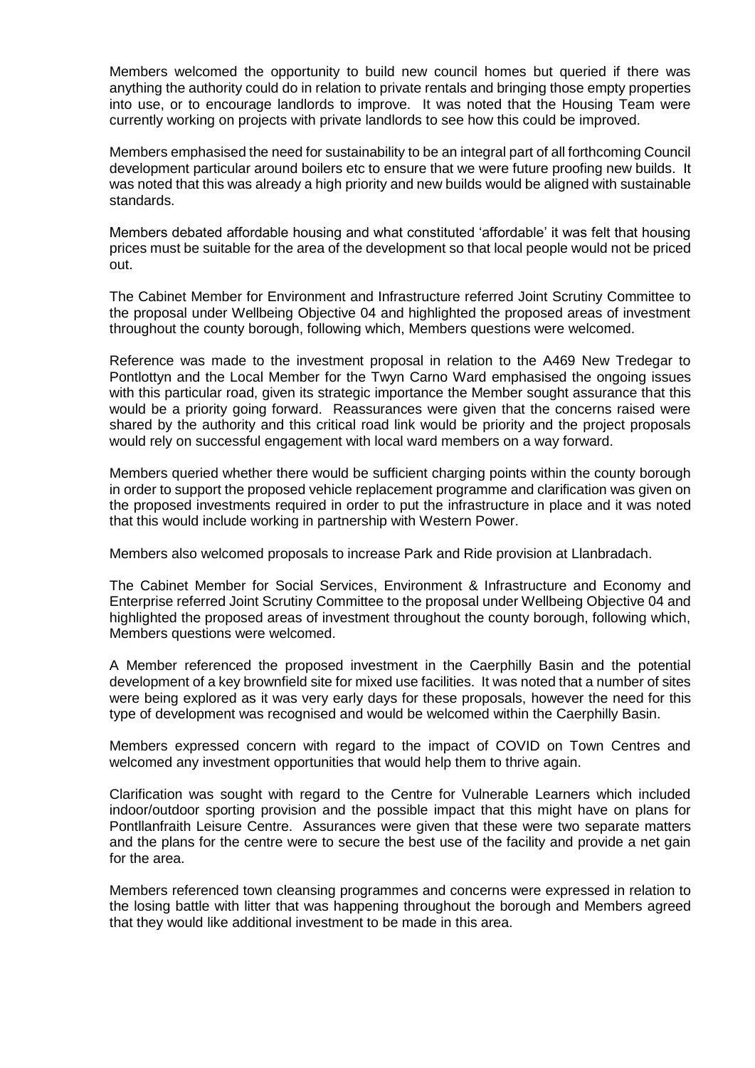Members welcomed the opportunity to build new council homes but queried if there was anything the authority could do in relation to private rentals and bringing those empty properties into use, or to encourage landlords to improve. It was noted that the Housing Team were currently working on projects with private landlords to see how this could be improved.

Members emphasised the need for sustainability to be an integral part of all forthcoming Council development particular around boilers etc to ensure that we were future proofing new builds. It was noted that this was already a high priority and new builds would be aligned with sustainable standards.

Members debated affordable housing and what constituted 'affordable' it was felt that housing prices must be suitable for the area of the development so that local people would not be priced out.

The Cabinet Member for Environment and Infrastructure referred Joint Scrutiny Committee to the proposal under Wellbeing Objective 04 and highlighted the proposed areas of investment throughout the county borough, following which, Members questions were welcomed.

Reference was made to the investment proposal in relation to the A469 New Tredegar to Pontlottyn and the Local Member for the Twyn Carno Ward emphasised the ongoing issues with this particular road, given its strategic importance the Member sought assurance that this would be a priority going forward. Reassurances were given that the concerns raised were shared by the authority and this critical road link would be priority and the project proposals would rely on successful engagement with local ward members on a way forward.

Members queried whether there would be sufficient charging points within the county borough in order to support the proposed vehicle replacement programme and clarification was given on the proposed investments required in order to put the infrastructure in place and it was noted that this would include working in partnership with Western Power.

Members also welcomed proposals to increase Park and Ride provision at Llanbradach.

The Cabinet Member for Social Services, Environment & Infrastructure and Economy and Enterprise referred Joint Scrutiny Committee to the proposal under Wellbeing Objective 04 and highlighted the proposed areas of investment throughout the county borough, following which, Members questions were welcomed.

A Member referenced the proposed investment in the Caerphilly Basin and the potential development of a key brownfield site for mixed use facilities. It was noted that a number of sites were being explored as it was very early days for these proposals, however the need for this type of development was recognised and would be welcomed within the Caerphilly Basin.

Members expressed concern with regard to the impact of COVID on Town Centres and welcomed any investment opportunities that would help them to thrive again.

Clarification was sought with regard to the Centre for Vulnerable Learners which included indoor/outdoor sporting provision and the possible impact that this might have on plans for Pontllanfraith Leisure Centre. Assurances were given that these were two separate matters and the plans for the centre were to secure the best use of the facility and provide a net gain for the area.

Members referenced town cleansing programmes and concerns were expressed in relation to the losing battle with litter that was happening throughout the borough and Members agreed that they would like additional investment to be made in this area.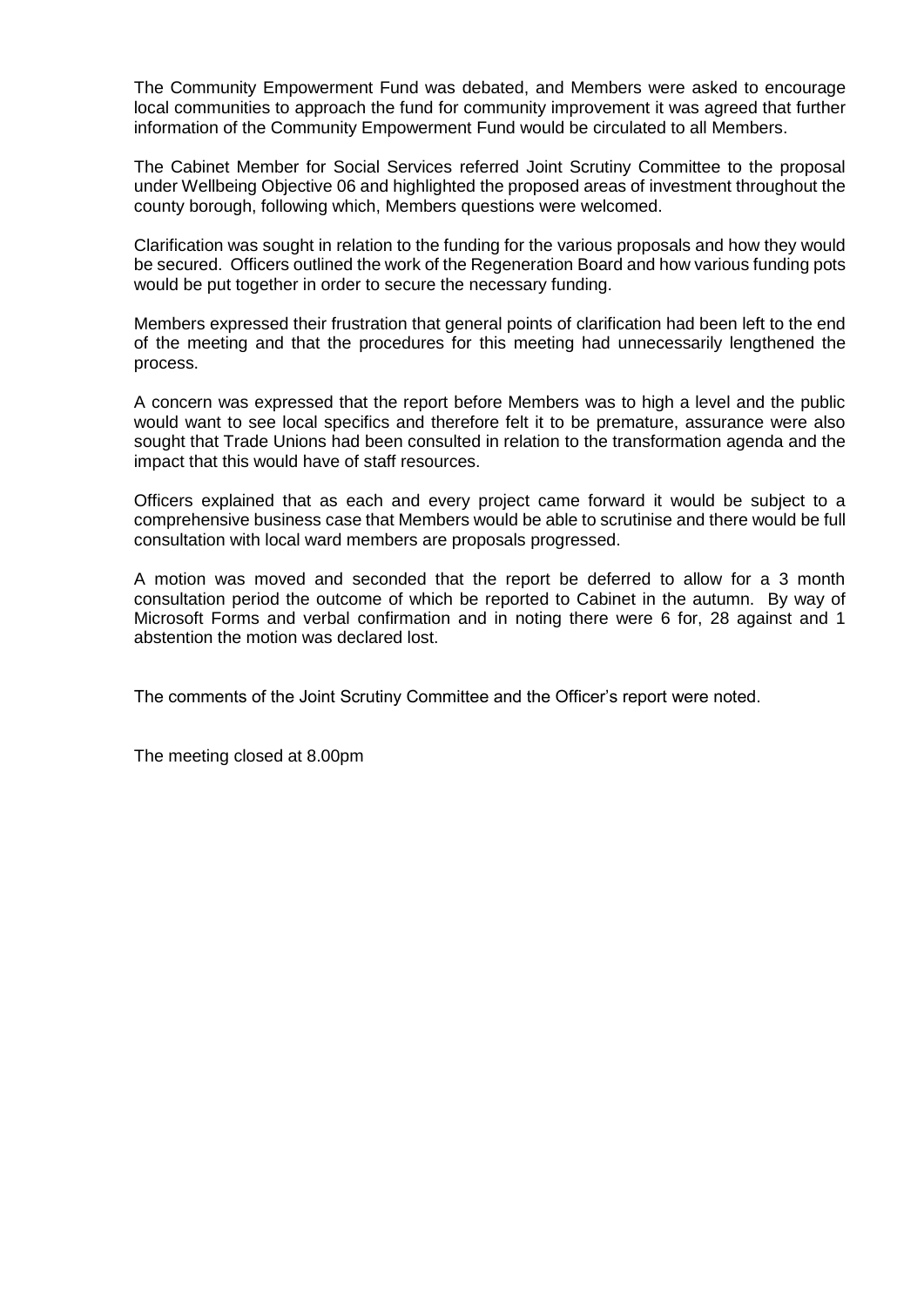The Community Empowerment Fund was debated, and Members were asked to encourage local communities to approach the fund for community improvement it was agreed that further information of the Community Empowerment Fund would be circulated to all Members.

The Cabinet Member for Social Services referred Joint Scrutiny Committee to the proposal under Wellbeing Objective 06 and highlighted the proposed areas of investment throughout the county borough, following which, Members questions were welcomed.

Clarification was sought in relation to the funding for the various proposals and how they would be secured. Officers outlined the work of the Regeneration Board and how various funding pots would be put together in order to secure the necessary funding.

Members expressed their frustration that general points of clarification had been left to the end of the meeting and that the procedures for this meeting had unnecessarily lengthened the process.

A concern was expressed that the report before Members was to high a level and the public would want to see local specifics and therefore felt it to be premature, assurance were also sought that Trade Unions had been consulted in relation to the transformation agenda and the impact that this would have of staff resources.

Officers explained that as each and every project came forward it would be subject to a comprehensive business case that Members would be able to scrutinise and there would be full consultation with local ward members are proposals progressed.

A motion was moved and seconded that the report be deferred to allow for a 3 month consultation period the outcome of which be reported to Cabinet in the autumn. By way of Microsoft Forms and verbal confirmation and in noting there were 6 for, 28 against and 1 abstention the motion was declared lost.

The comments of the Joint Scrutiny Committee and the Officer's report were noted.

The meeting closed at 8.00pm